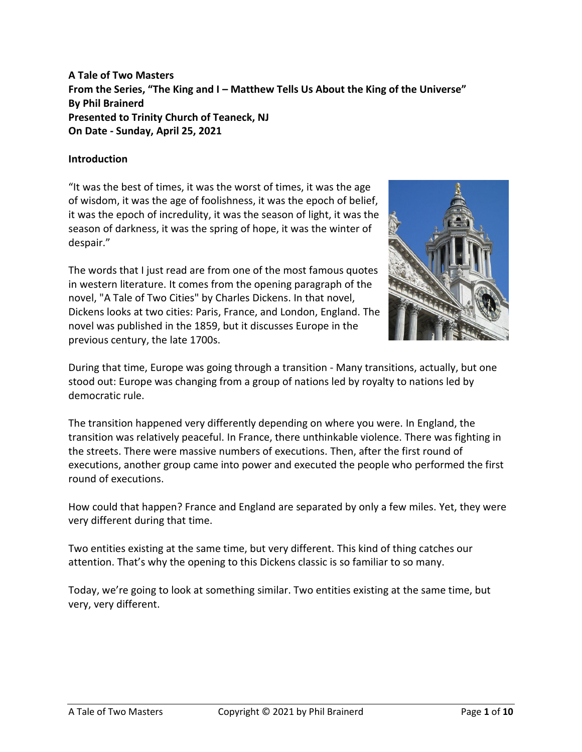**A Tale of Two Masters**
**From the Series, "The King and I – Matthew Tells Us About the King of the Universe"**
**By Phil Brainerd**
**Presented to Trinity Church of Teaneck, NJ**
**On Date - Sunday, April 25, 2021**

## Introduction

"It was the best of times, it was the worst of times, it was the age of wisdom, it was the age of foolishness, it was the epoch of belief, it was the epoch of incredulity, it was the season of light, it was the season of darkness, it was the spring of hope, it was the winter of despair."

The words that I just read are from one of the most famous quotes in western literature. It comes from the opening paragraph of the novel, "A Tale of Two Cities" by Charles Dickens. In that novel, Dickens looks at two cities: Paris, France, and London, England. The novel was published in the 1859, but it discusses Europe in the previous century, the late 1700s.

During that time, Europe was going through a transition - Many transitions, actually, but one stood out: Europe was changing from a group of nations led by royalty to nations led by democratic rule.

The transition happened very differently depending on where you were. In England, the transition was relatively peaceful. In France, there unthinkable violence. There was fighting in the streets. There were massive numbers of executions. Then, after the first round of executions, another group came into power and executed the people who performed the first round of executions.

How could that happen? France and England are separated by only a few miles. Yet, they were very different during that time.

Two entities existing at the same time, but very different. This kind of thing catches our attention. That's why the opening to this Dickens classic is so familiar to so many.

Today, we're going to look at something similar. Two entities existing at the same time, but very, very different.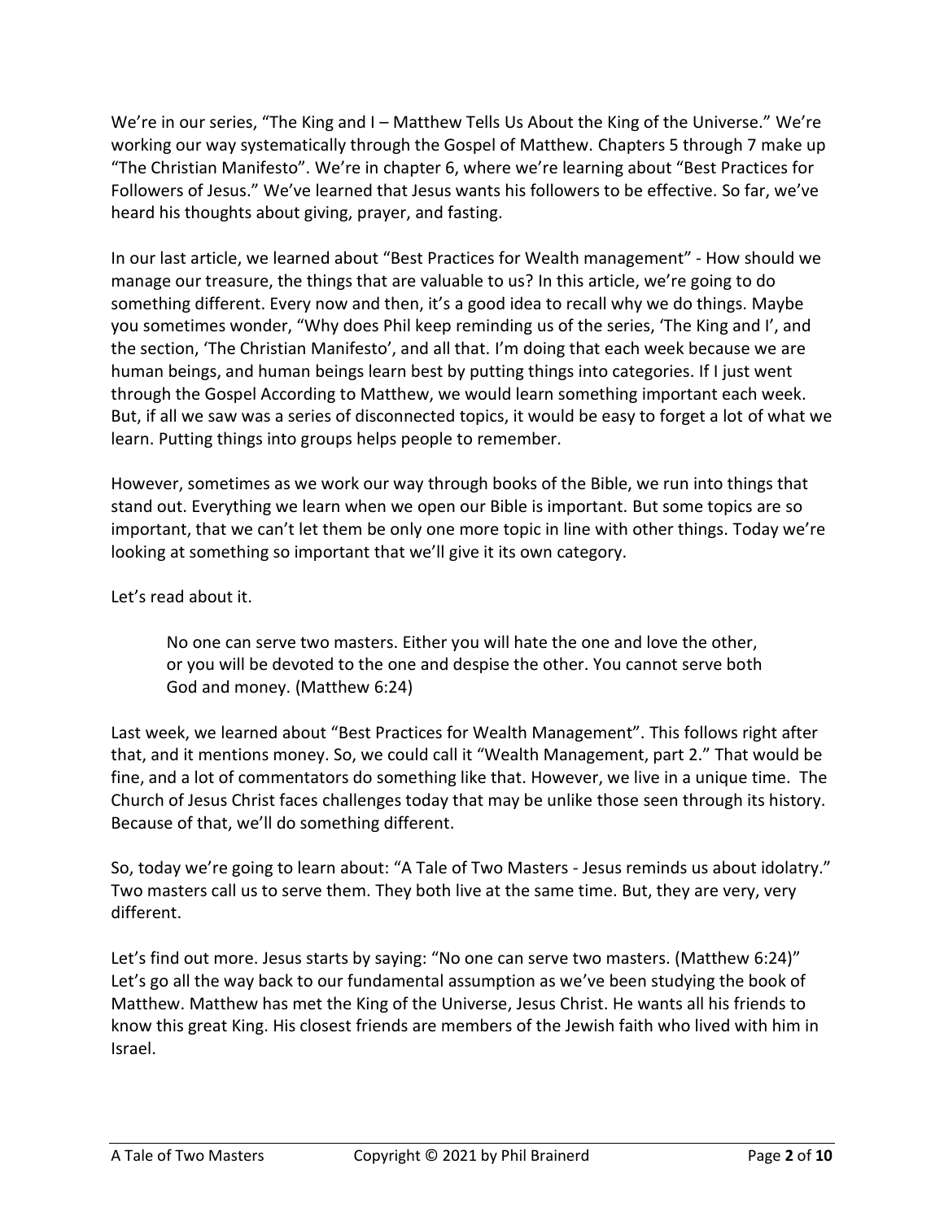We're in our series, "The King and I – Matthew Tells Us About the King of the Universe." We're working our way systematically through the Gospel of Matthew. Chapters 5 through 7 make up "The Christian Manifesto". We're in chapter 6, where we're learning about "Best Practices for Followers of Jesus." We've learned that Jesus wants his followers to be effective. So far, we've heard his thoughts about giving, prayer, and fasting.

In our last article, we learned about "Best Practices for Wealth management" - How should we manage our treasure, the things that are valuable to us? In this article, we're going to do something different. Every now and then, it's a good idea to recall why we do things. Maybe you sometimes wonder, "Why does Phil keep reminding us of the series, 'The King and I', and the section, 'The Christian Manifesto', and all that. I'm doing that each week because we are human beings, and human beings learn best by putting things into categories. If I just went through the Gospel According to Matthew, we would learn something important each week. But, if all we saw was a series of disconnected topics, it would be easy to forget a lot of what we learn. Putting things into groups helps people to remember.

However, sometimes as we work our way through books of the Bible, we run into things that stand out. Everything we learn when we open our Bible is important. But some topics are so important, that we can't let them be only one more topic in line with other things. Today we're looking at something so important that we'll give it its own category.

Let's read about it.

> No one can serve two masters. Either you will hate the one and love the other, or you will be devoted to the one and despise the other. You cannot serve both God and money. (Matthew 6:24)

Last week, we learned about "Best Practices for Wealth Management". This follows right after that, and it mentions money. So, we could call it "Wealth Management, part 2." That would be fine, and a lot of commentators do something like that. However, we live in a unique time. The Church of Jesus Christ faces challenges today that may be unlike those seen through its history. Because of that, we'll do something different.

So, today we're going to learn about: "A Tale of Two Masters - Jesus reminds us about idolatry." Two masters call us to serve them. They both live at the same time. But, they are very, very different.

Let's find out more. Jesus starts by saying: "No one can serve two masters. (Matthew 6:24)" Let's go all the way back to our fundamental assumption as we've been studying the book of Matthew. Matthew has met the King of the Universe, Jesus Christ. He wants all his friends to know this great King. His closest friends are members of the Jewish faith who lived with him in Israel.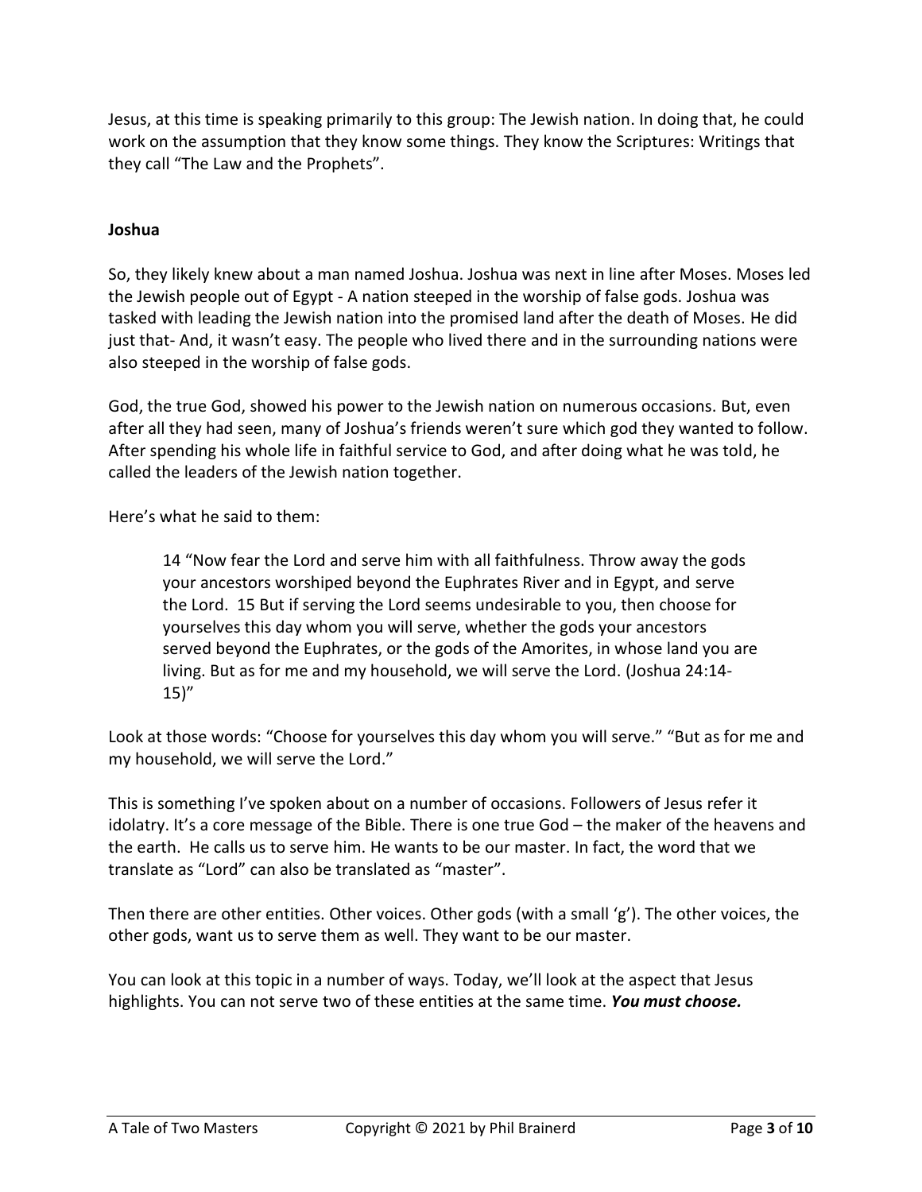Jesus, at this time is speaking primarily to this group: The Jewish nation. In doing that, he could work on the assumption that they know some things. They know the Scriptures: Writings that they call "The Law and the Prophets".

**Joshua**

So, they likely knew about a man named Joshua. Joshua was next in line after Moses. Moses led the Jewish people out of Egypt - A nation steeped in the worship of false gods. Joshua was tasked with leading the Jewish nation into the promised land after the death of Moses. He did just that- And, it wasn't easy. The people who lived there and in the surrounding nations were also steeped in the worship of false gods.

God, the true God, showed his power to the Jewish nation on numerous occasions. But, even after all they had seen, many of Joshua's friends weren't sure which god they wanted to follow. After spending his whole life in faithful service to God, and after doing what he was told, he called the leaders of the Jewish nation together.

Here's what he said to them:

> 14 "Now fear the Lord and serve him with all faithfulness. Throw away the gods your ancestors worshiped beyond the Euphrates River and in Egypt, and serve the Lord. 15 But if serving the Lord seems undesirable to you, then choose for yourselves this day whom you will serve, whether the gods your ancestors served beyond the Euphrates, or the gods of the Amorites, in whose land you are living. But as for me and my household, we will serve the Lord. (Joshua 24:14-15)"

Look at those words: "Choose for yourselves this day whom you will serve." "But as for me and my household, we will serve the Lord."

This is something I've spoken about on a number of occasions. Followers of Jesus refer it idolatry. It's a core message of the Bible. There is one true God – the maker of the heavens and the earth. He calls us to serve him. He wants to be our master. In fact, the word that we translate as "Lord" can also be translated as "master".

Then there are other entities. Other voices. Other gods (with a small 'g'). The other voices, the other gods, want us to serve them as well. They want to be our master.

You can look at this topic in a number of ways. Today, we'll look at the aspect that Jesus highlights. You can not serve two of these entities at the same time. ***You must choose.***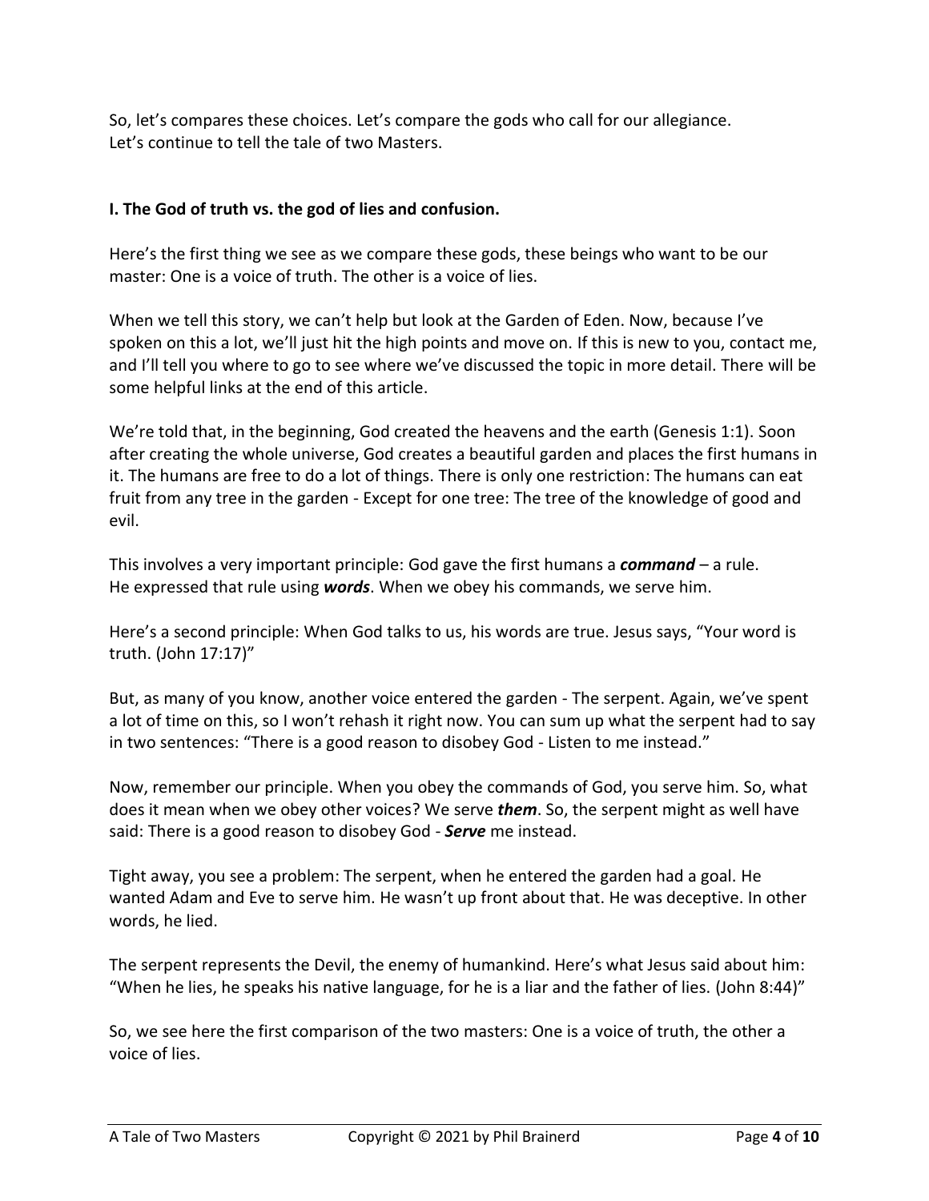So, let's compares these choices. Let's compare the gods who call for our allegiance.
Let's continue to tell the tale of two Masters.

**I. The God of truth vs. the god of lies and confusion.**

Here's the first thing we see as we compare these gods, these beings who want to be our master: One is a voice of truth. The other is a voice of lies.

When we tell this story, we can't help but look at the Garden of Eden. Now, because I've spoken on this a lot, we'll just hit the high points and move on. If this is new to you, contact me, and I'll tell you where to go to see where we've discussed the topic in more detail. There will be some helpful links at the end of this article.

We're told that, in the beginning, God created the heavens and the earth (Genesis 1:1). Soon after creating the whole universe, God creates a beautiful garden and places the first humans in it. The humans are free to do a lot of things. There is only one restriction: The humans can eat fruit from any tree in the garden - Except for one tree: The tree of the knowledge of good and evil.

This involves a very important principle: God gave the first humans a ***command*** – a rule.
He expressed that rule using ***words***. When we obey his commands, we serve him.

Here's a second principle: When God talks to us, his words are true. Jesus says, "Your word is truth. (John 17:17)"

But, as many of you know, another voice entered the garden - The serpent. Again, we've spent a lot of time on this, so I won't rehash it right now. You can sum up what the serpent had to say in two sentences: "There is a good reason to disobey God - Listen to me instead."

Now, remember our principle. When you obey the commands of God, you serve him. So, what does it mean when we obey other voices? We serve ***them***. So, the serpent might as well have said: There is a good reason to disobey God - ***Serve*** me instead.

Tight away, you see a problem: The serpent, when he entered the garden had a goal. He wanted Adam and Eve to serve him. He wasn't up front about that. He was deceptive. In other words, he lied.

The serpent represents the Devil, the enemy of humankind. Here's what Jesus said about him: "When he lies, he speaks his native language, for he is a liar and the father of lies. (John 8:44)"

So, we see here the first comparison of the two masters: One is a voice of truth, the other a voice of lies.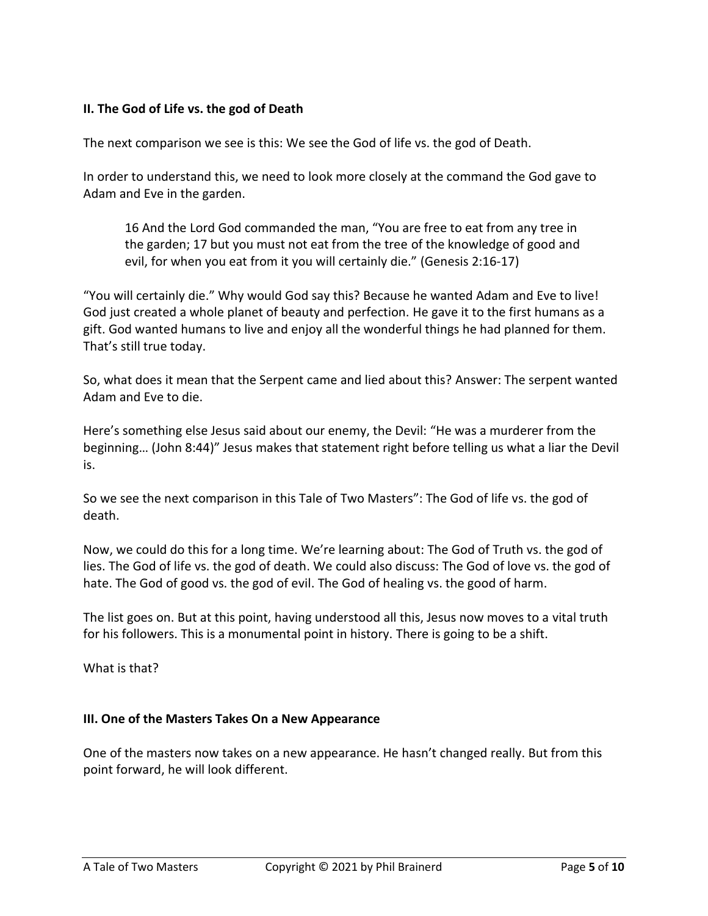## II. The God of Life vs. the god of Death

The next comparison we see is this: We see the God of life vs. the god of Death.

In order to understand this, we need to look more closely at the command the God gave to Adam and Eve in the garden.

> 16 And the Lord God commanded the man, "You are free to eat from any tree in the garden; 17 but you must not eat from the tree of the knowledge of good and evil, for when you eat from it you will certainly die." (Genesis 2:16-17)

"You will certainly die." Why would God say this? Because he wanted Adam and Eve to live! God just created a whole planet of beauty and perfection. He gave it to the first humans as a gift. God wanted humans to live and enjoy all the wonderful things he had planned for them. That's still true today.

So, what does it mean that the Serpent came and lied about this? Answer: The serpent wanted Adam and Eve to die.

Here's something else Jesus said about our enemy, the Devil: "He was a murderer from the beginning… (John 8:44)" Jesus makes that statement right before telling us what a liar the Devil is.

So we see the next comparison in this Tale of Two Masters": The God of life vs. the god of death.

Now, we could do this for a long time. We're learning about: The God of Truth vs. the god of lies. The God of life vs. the god of death. We could also discuss: The God of love vs. the god of hate. The God of good vs. the god of evil. The God of healing vs. the good of harm.

The list goes on. But at this point, having understood all this, Jesus now moves to a vital truth for his followers. This is a monumental point in history. There is going to be a shift.

What is that?

## III. One of the Masters Takes On a New Appearance

One of the masters now takes on a new appearance. He hasn't changed really. But from this point forward, he will look different.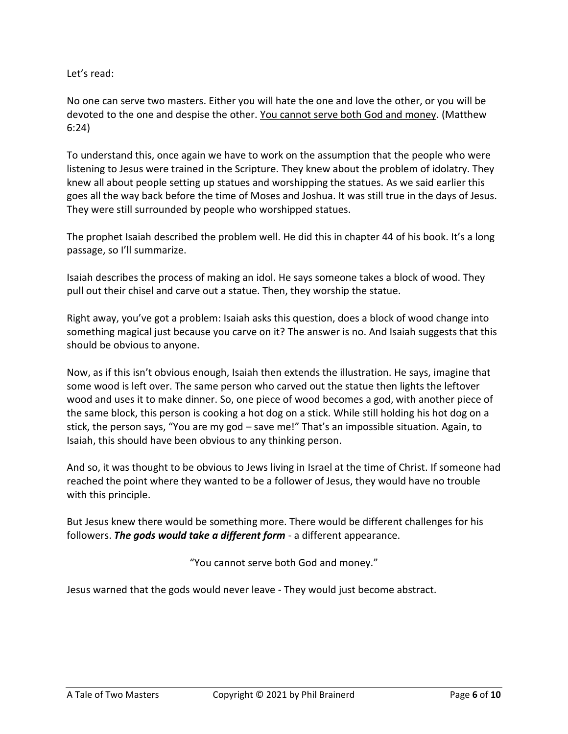Let's read:

No one can serve two masters. Either you will hate the one and love the other, or you will be devoted to the one and despise the other. <u>You cannot serve both God and money</u>. (Matthew 6:24)

To understand this, once again we have to work on the assumption that the people who were listening to Jesus were trained in the Scripture. They knew about the problem of idolatry. They knew all about people setting up statues and worshipping the statues. As we said earlier this goes all the way back before the time of Moses and Joshua. It was still true in the days of Jesus. They were still surrounded by people who worshipped statues.

The prophet Isaiah described the problem well. He did this in chapter 44 of his book. It's a long passage, so I'll summarize.

Isaiah describes the process of making an idol. He says someone takes a block of wood. They pull out their chisel and carve out a statue. Then, they worship the statue.

Right away, you've got a problem: Isaiah asks this question, does a block of wood change into something magical just because you carve on it? The answer is no. And Isaiah suggests that this should be obvious to anyone.

Now, as if this isn't obvious enough, Isaiah then extends the illustration. He says, imagine that some wood is left over. The same person who carved out the statue then lights the leftover wood and uses it to make dinner. So, one piece of wood becomes a god, with another piece of the same block, this person is cooking a hot dog on a stick. While still holding his hot dog on a stick, the person says, "You are my god – save me!" That's an impossible situation. Again, to Isaiah, this should have been obvious to any thinking person.

And so, it was thought to be obvious to Jews living in Israel at the time of Christ. If someone had reached the point where they wanted to be a follower of Jesus, they would have no trouble with this principle.

But Jesus knew there would be something more. There would be different challenges for his followers. ***The gods would take a different form*** - a different appearance.

"You cannot serve both God and money."

Jesus warned that the gods would never leave - They would just become abstract.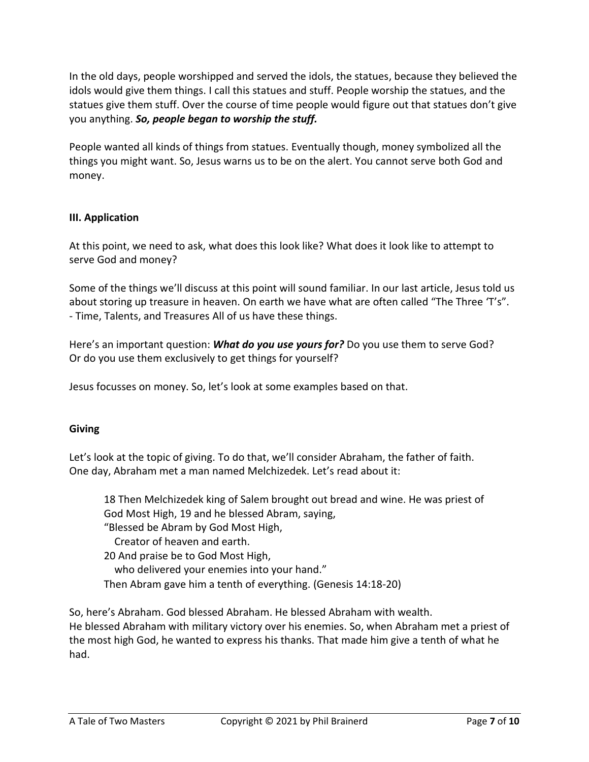In the old days, people worshipped and served the idols, the statues, because they believed the idols would give them things. I call this statues and stuff. People worship the statues, and the statues give them stuff. Over the course of time people would figure out that statues don't give you anything. ***So, people began to worship the stuff.***

People wanted all kinds of things from statues. Eventually though, money symbolized all the things you might want. So, Jesus warns us to be on the alert. You cannot serve both God and money.

### III. Application

At this point, we need to ask, what does this look like? What does it look like to attempt to serve God and money?

Some of the things we'll discuss at this point will sound familiar. In our last article, Jesus told us about storing up treasure in heaven. On earth we have what are often called "The Three 'T's".
- Time, Talents, and Treasures All of us have these things.

Here's an important question: ***What do you use yours for?*** Do you use them to serve God? Or do you use them exclusively to get things for yourself?

Jesus focusses on money. So, let's look at some examples based on that.

#### Giving

Let's look at the topic of giving. To do that, we'll consider Abraham, the father of faith. One day, Abraham met a man named Melchizedek. Let's read about it:

> 18 Then Melchizedek king of Salem brought out bread and wine. He was priest of God Most High, 19 and he blessed Abram, saying,
> "Blessed be Abram by God Most High,
> Creator of heaven and earth.
> 20 And praise be to God Most High,
> who delivered your enemies into your hand."
> Then Abram gave him a tenth of everything. (Genesis 14:18-20)

So, here's Abraham. God blessed Abraham. He blessed Abraham with wealth. He blessed Abraham with military victory over his enemies. So, when Abraham met a priest of the most high God, he wanted to express his thanks. That made him give a tenth of what he had.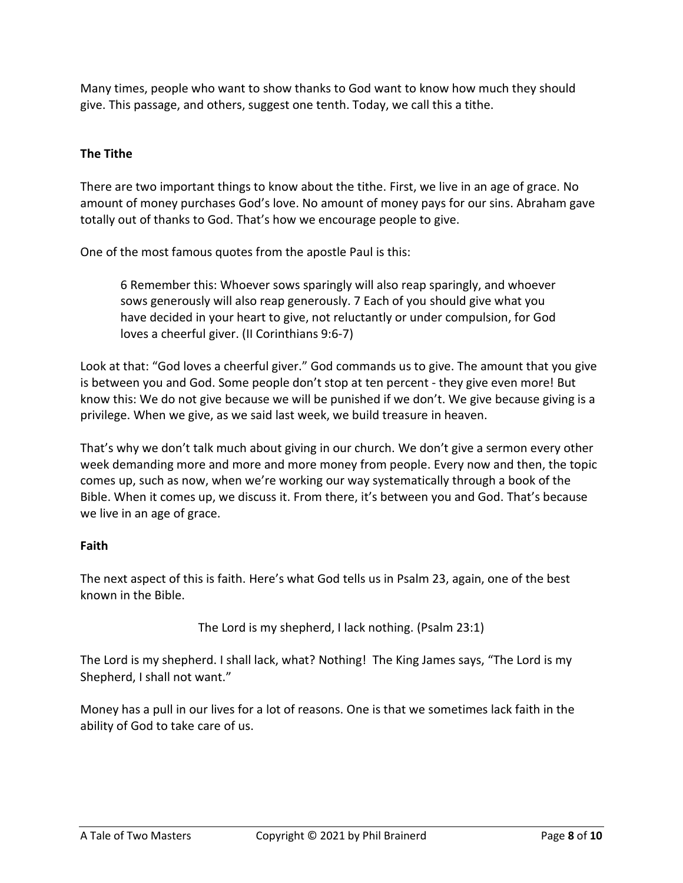Many times, people who want to show thanks to God want to know how much they should give. This passage, and others, suggest one tenth. Today, we call this a tithe.

**The Tithe**

There are two important things to know about the tithe. First, we live in an age of grace. No amount of money purchases God's love. No amount of money pays for our sins. Abraham gave totally out of thanks to God. That's how we encourage people to give.

One of the most famous quotes from the apostle Paul is this:

> 6 Remember this: Whoever sows sparingly will also reap sparingly, and whoever sows generously will also reap generously. 7 Each of you should give what you have decided in your heart to give, not reluctantly or under compulsion, for God loves a cheerful giver. (II Corinthians 9:6-7)

Look at that: "God loves a cheerful giver." God commands us to give. The amount that you give is between you and God. Some people don't stop at ten percent - they give even more! But know this: We do not give because we will be punished if we don't. We give because giving is a privilege. When we give, as we said last week, we build treasure in heaven.

That's why we don't talk much about giving in our church. We don't give a sermon every other week demanding more and more and more money from people. Every now and then, the topic comes up, such as now, when we're working our way systematically through a book of the Bible. When it comes up, we discuss it. From there, it's between you and God. That's because we live in an age of grace.

**Faith**

The next aspect of this is faith. Here's what God tells us in Psalm 23, again, one of the best known in the Bible.

> The Lord is my shepherd, I lack nothing. (Psalm 23:1)

The Lord is my shepherd. I shall lack, what? Nothing! The King James says, "The Lord is my Shepherd, I shall not want."

Money has a pull in our lives for a lot of reasons. One is that we sometimes lack faith in the ability of God to take care of us.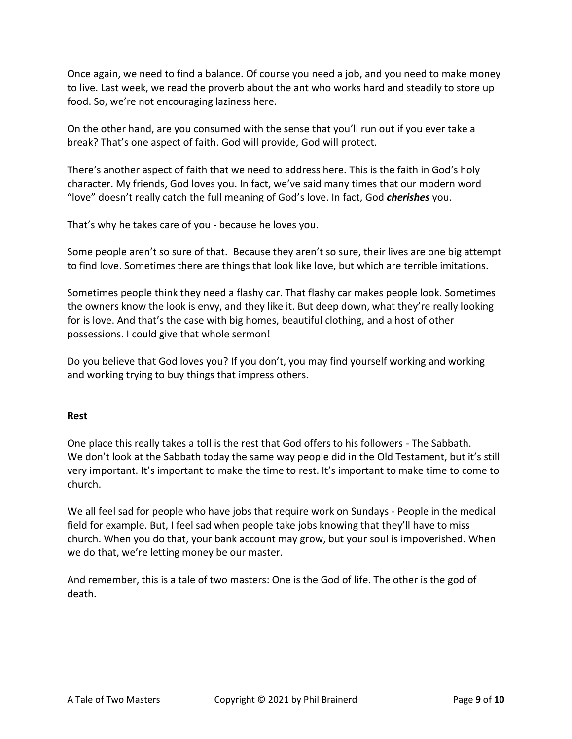Once again, we need to find a balance. Of course you need a job, and you need to make money to live. Last week, we read the proverb about the ant who works hard and steadily to store up food. So, we're not encouraging laziness here.

On the other hand, are you consumed with the sense that you'll run out if you ever take a break? That's one aspect of faith. God will provide, God will protect.

There's another aspect of faith that we need to address here. This is the faith in God's holy character. My friends, God loves you. In fact, we've said many times that our modern word "love" doesn't really catch the full meaning of God's love. In fact, God ***cherishes*** you.

That's why he takes care of you - because he loves you.

Some people aren't so sure of that.  Because they aren't so sure, their lives are one big attempt to find love. Sometimes there are things that look like love, but which are terrible imitations.

Sometimes people think they need a flashy car. That flashy car makes people look. Sometimes the owners know the look is envy, and they like it. But deep down, what they're really looking for is love. And that's the case with big homes, beautiful clothing, and a host of other possessions. I could give that whole sermon!

Do you believe that God loves you? If you don't, you may find yourself working and working and working trying to buy things that impress others.

**Rest**

One place this really takes a toll is the rest that God offers to his followers - The Sabbath. We don't look at the Sabbath today the same way people did in the Old Testament, but it's still very important. It's important to make the time to rest. It's important to make time to come to church.

We all feel sad for people who have jobs that require work on Sundays - People in the medical field for example. But, I feel sad when people take jobs knowing that they'll have to miss church. When you do that, your bank account may grow, but your soul is impoverished. When we do that, we're letting money be our master.

And remember, this is a tale of two masters: One is the God of life. The other is the god of death.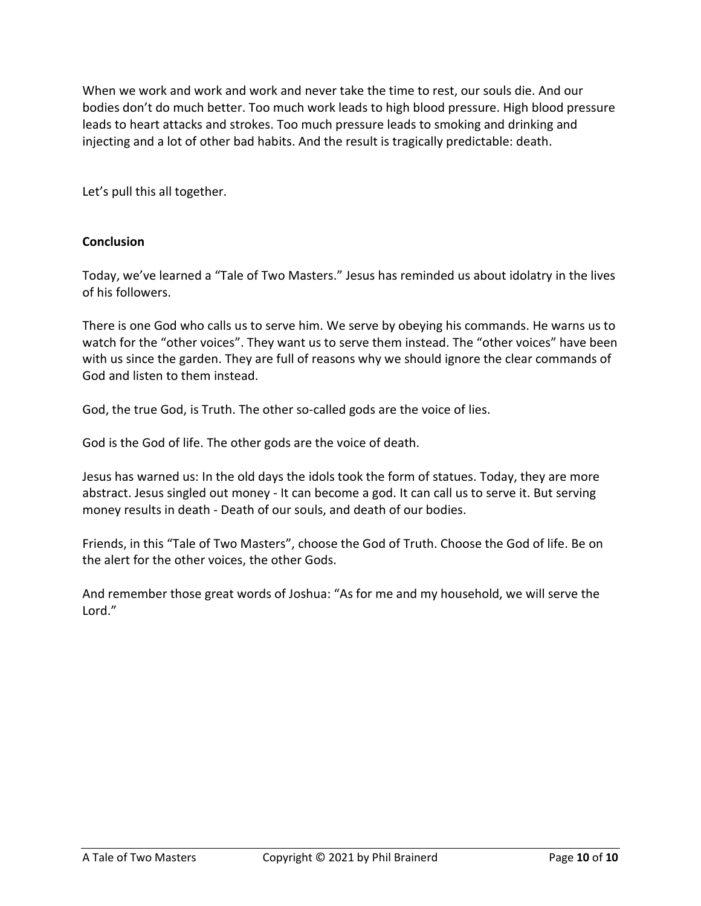When we work and work and work and never take the time to rest, our souls die. And our bodies don't do much better. Too much work leads to high blood pressure. High blood pressure leads to heart attacks and strokes. Too much pressure leads to smoking and drinking and injecting and a lot of other bad habits. And the result is tragically predictable: death.

Let's pull this all together.

**Conclusion**

Today, we've learned a "Tale of Two Masters." Jesus has reminded us about idolatry in the lives of his followers.

There is one God who calls us to serve him. We serve by obeying his commands. He warns us to watch for the "other voices". They want us to serve them instead. The "other voices" have been with us since the garden. They are full of reasons why we should ignore the clear commands of God and listen to them instead.

God, the true God, is Truth. The other so-called gods are the voice of lies.

God is the God of life. The other gods are the voice of death.

Jesus has warned us: In the old days the idols took the form of statues. Today, they are more abstract. Jesus singled out money - It can become a god. It can call us to serve it. But serving money results in death - Death of our souls, and death of our bodies.

Friends, in this "Tale of Two Masters", choose the God of Truth. Choose the God of life. Be on the alert for the other voices, the other Gods.

And remember those great words of Joshua: "As for me and my household, we will serve the Lord."